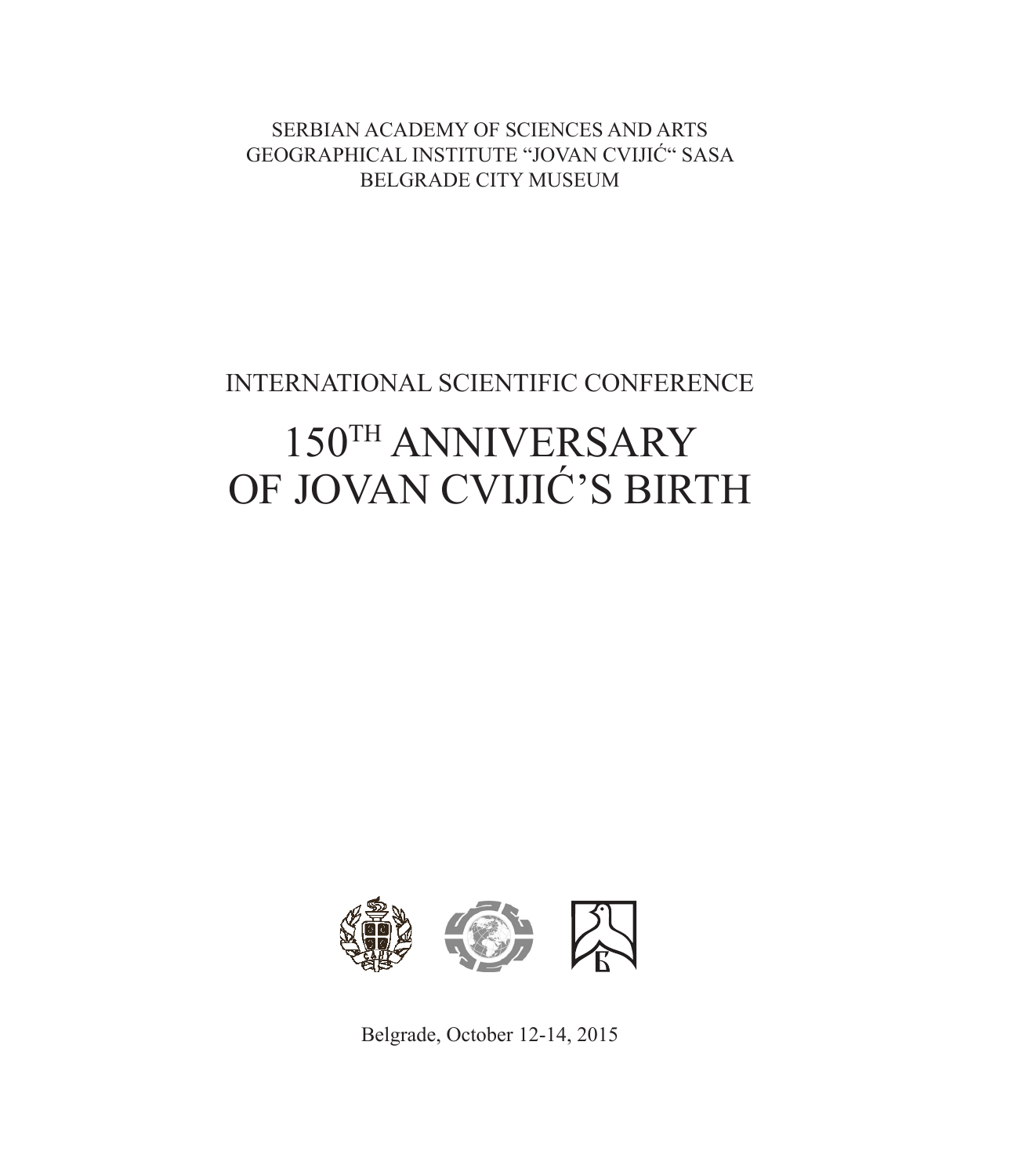SERBIAN ACADEMY OF SCIENCES AND ARTS
GEOGRAPHICAL INSTITUTE "JOVAN CVIJIĆ" SASA
BELGRADE CITY MUSEUM

INTERNATIONAL SCIENTIFIC CONFERENCE

# 150TH ANNIVERSARY OF JOVAN CVIJIĆ'S BIRTH

Belgrade, October 12-14, 2015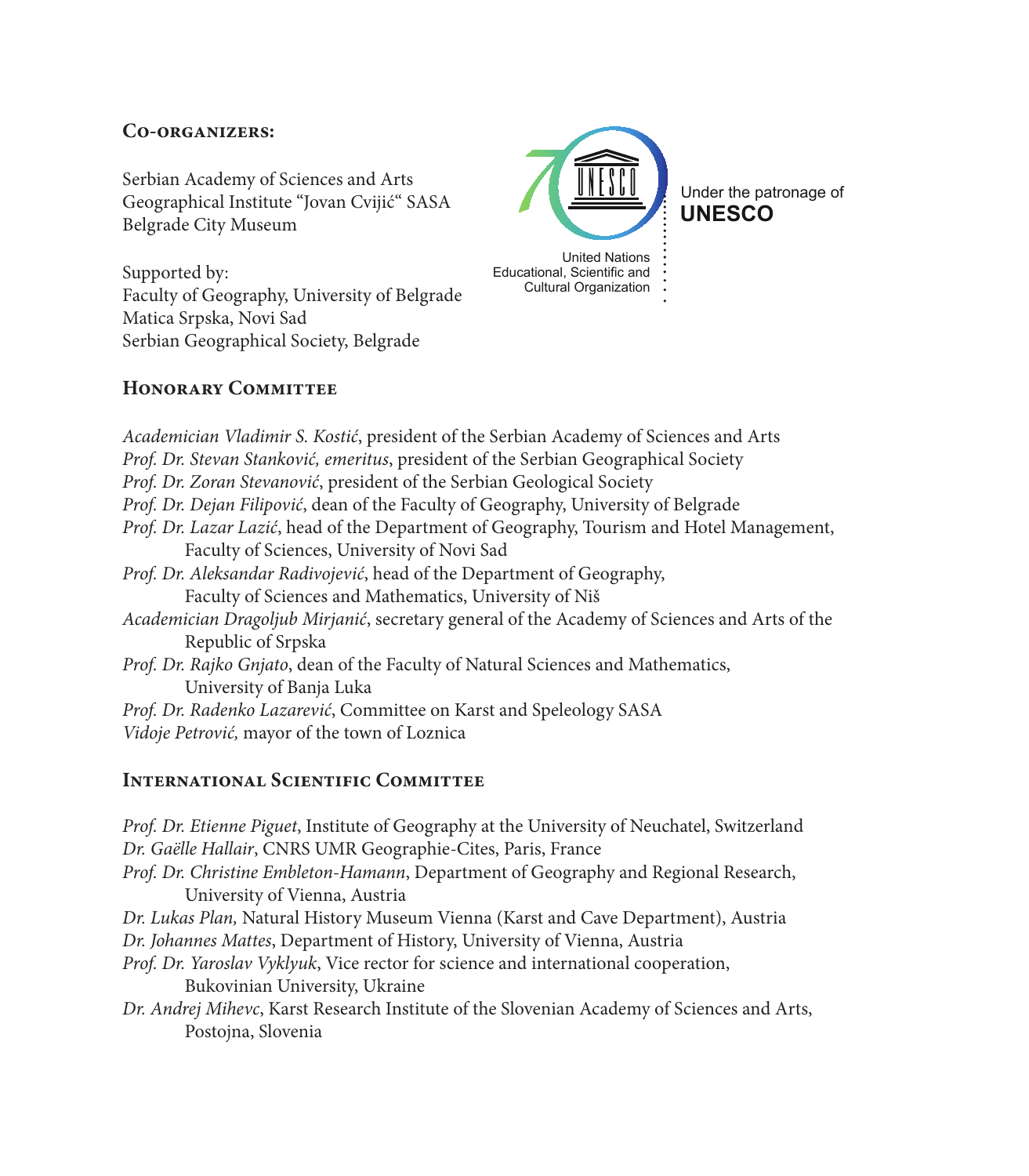## Co-organizers:

Serbian Academy of Sciences and Arts
Geographical Institute "Jovan Cvijić" SASA
Belgrade City Museum

Supported by:
Faculty of Geography, University of Belgrade
Matica Srpska, Novi Sad
Serbian Geographical Society, Belgrade

Under the patronage of
**UNESCO**

United Nations
Educational, Scientific and
Cultural Organization

## Honorary Committee

*Academician Vladimir S. Kostić*, president of the Serbian Academy of Sciences and Arts
*Prof. Dr. Stevan Stanković, emeritus*, president of the Serbian Geographical Society
*Prof. Dr. Zoran Stevanović*, president of the Serbian Geological Society
*Prof. Dr. Dejan Filipović*, dean of the Faculty of Geography, University of Belgrade
*Prof. Dr. Lazar Lazić*, head of the Department of Geography, Tourism and Hotel Management, Faculty of Sciences, University of Novi Sad
*Prof. Dr. Aleksandar Radivojević*, head of the Department of Geography, Faculty of Sciences and Mathematics, University of Niš
*Academician Dragoljub Mirjanić*, secretary general of the Academy of Sciences and Arts of the Republic of Srpska
*Prof. Dr. Rajko Gnjato*, dean of the Faculty of Natural Sciences and Mathematics, University of Banja Luka
*Prof. Dr. Radenko Lazarević*, Committee on Karst and Speleology SASA
*Vidoje Petrović,* mayor of the town of Loznica

## International Scientific Committee

*Prof. Dr. Etienne Piguet*, Institute of Geography at the University of Neuchatel, Switzerland
*Dr. Gaëlle Hallair*, CNRS UMR Geographie-Cites, Paris, France
*Prof. Dr. Christine Embleton-Hamann*, Department of Geography and Regional Research, University of Vienna, Austria
*Dr. Lukas Plan,* Natural History Museum Vienna (Karst and Cave Department), Austria
*Dr. Johannes Mattes*, Department of History, University of Vienna, Austria
*Prof. Dr. Yaroslav Vyklyuk*, Vice rector for science and international cooperation, Bukovinian University, Ukraine
*Dr. Andrej Mihevc*, Karst Research Institute of the Slovenian Academy of Sciences and Arts, Postojna, Slovenia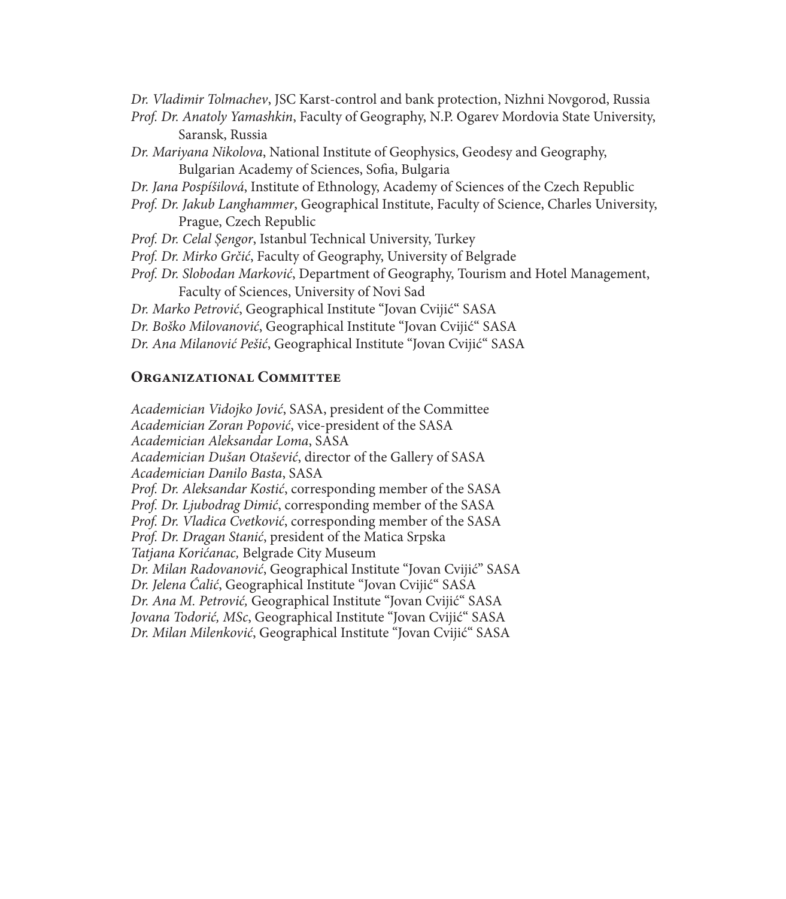*Dr. Vladimir Tolmachev*, JSC Karst-control and bank protection, Nizhni Novgorod, Russia

*Prof. Dr. Anatoly Yamashkin*, Faculty of Geography, N.P. Ogarev Mordovia State University, Saransk, Russia

*Dr. Mariyana Nikolova*, National Institute of Geophysics, Geodesy and Geography, Bulgarian Academy of Sciences, Sofia, Bulgaria

*Dr. Jana Pospíšilová*, Institute of Ethnology, Academy of Sciences of the Czech Republic

*Prof. Dr. Jakub Langhammer*, Geographical Institute, Faculty of Science, Charles University, Prague, Czech Republic

*Prof. Dr. Celal Şengor*, Istanbul Technical University, Turkey

*Prof. Dr. Mirko Grčić*, Faculty of Geography, University of Belgrade

*Prof. Dr. Slobodan Marković*, Department of Geography, Tourism and Hotel Management, Faculty of Sciences, University of Novi Sad

*Dr. Marko Petrović*, Geographical Institute "Jovan Cvijić" SASA

*Dr. Boško Milovanović*, Geographical Institute "Jovan Cvijić" SASA

*Dr. Ana Milanović Pešić*, Geographical Institute "Jovan Cvijić" SASA

## Organizational Committee

*Academician Vidojko Jović*, SASA, president of the Committee

*Academician Zoran Popović*, vice-president of the SASA

*Academician Aleksandar Loma*, SASA

*Academician Dušan Otašević*, director of the Gallery of SASA

*Academician Danilo Basta*, SASA

*Prof. Dr. Aleksandar Kostić*, corresponding member of the SASA

*Prof. Dr. Ljubodrag Dimić*, corresponding member of the SASA

*Prof. Dr. Vladica Cvetković*, corresponding member of the SASA

*Prof. Dr. Dragan Stanić*, president of the Matica Srpska

*Tatjana Korićanac,* Belgrade City Museum

*Dr. Milan Radovanović*, Geographical Institute "Jovan Cvijić" SASA

*Dr. Jelena Ćalić*, Geographical Institute "Jovan Cvijić" SASA

*Dr. Ana M. Petrović,* Geographical Institute "Jovan Cvijić" SASA

*Jovana Todorić, MSc*, Geographical Institute "Jovan Cvijić" SASA

*Dr. Milan Milenković*, Geographical Institute "Jovan Cvijić" SASA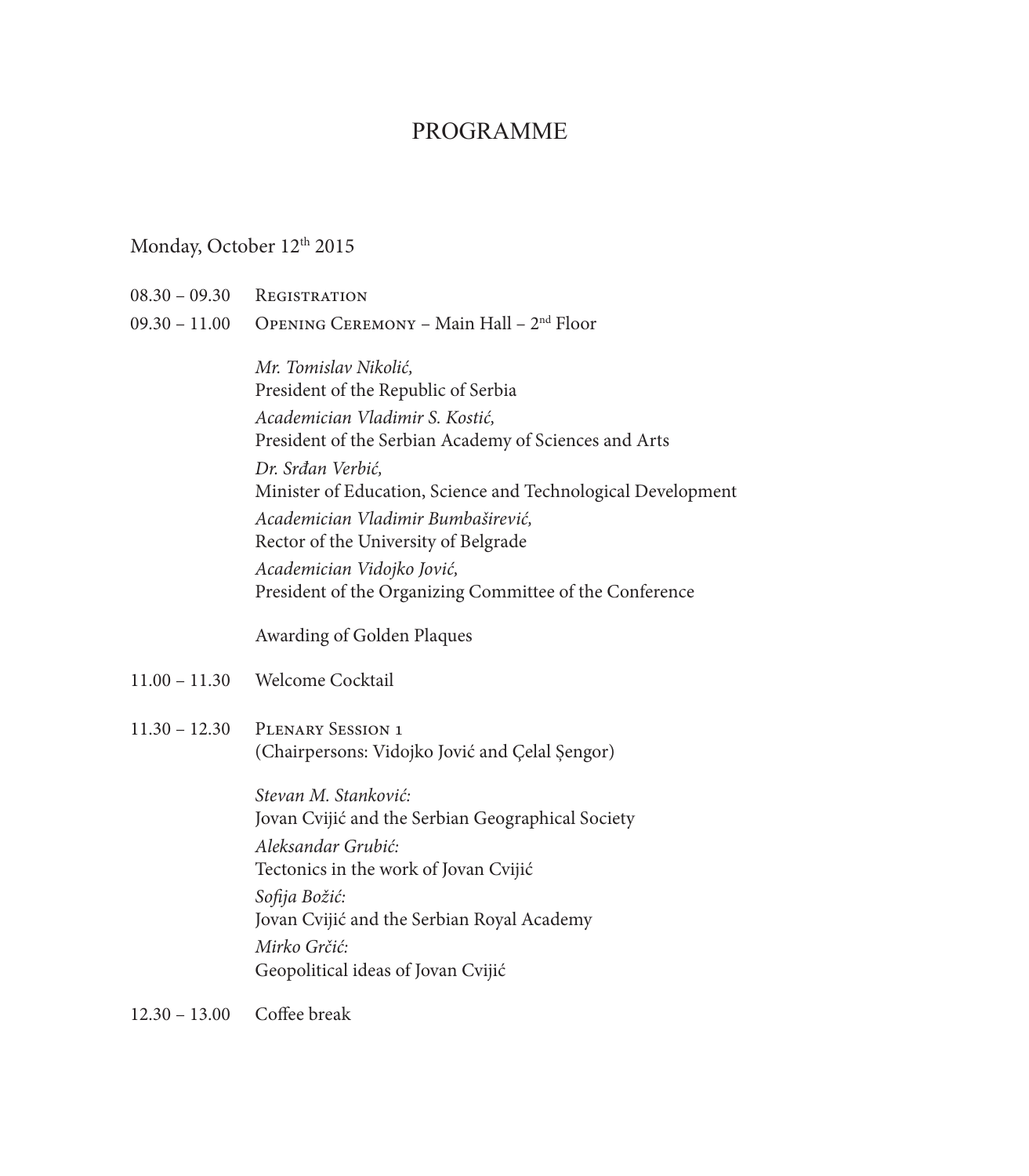# PROGRAMME

Monday, October 12th 2015

08.30 – 09.30 Registration

09.30 – 11.00 Opening Ceremony – Main Hall – 2nd Floor

*Mr. Tomislav Nikolić,*
President of the Republic of Serbia

*Academician Vladimir S. Kostić,*
President of the Serbian Academy of Sciences and Arts

*Dr. Srđan Verbić,*
Minister of Education, Science and Technological Development

*Academician Vladimir Bumbaširević,*
Rector of the University of Belgrade

*Academician Vidojko Jović,*
President of the Organizing Committee of the Conference

Awarding of Golden Plaques

11.00 – 11.30 Welcome Cocktail

11.30 – 12.30 Plenary Session 1
(Chairpersons: Vidojko Jović and Çelal Şengor)

*Stevan M. Stanković:*
Jovan Cvijić and the Serbian Geographical Society

*Aleksandar Grubić:*
Tectonics in the work of Jovan Cvijić

*Sofija Božić:*
Jovan Cvijić and the Serbian Royal Academy

*Mirko Grčić:*
Geopolitical ideas of Jovan Cvijić

12.30 – 13.00 Coffee break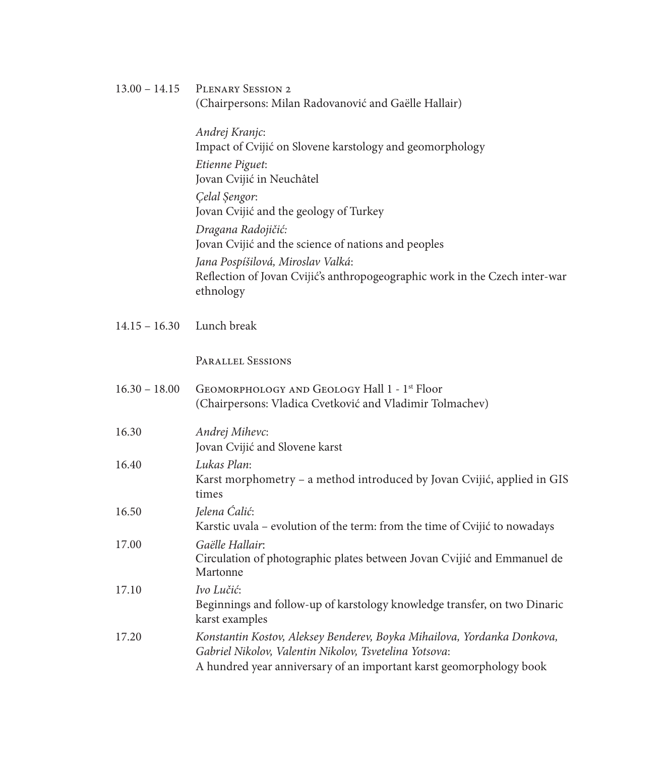13.00 – 14.15 **Plenary Session 2**
(Chairpersons: Milan Radovanović and Gaëlle Hallair)

*Andrej Kranjc*:
Impact of Cvijić on Slovene karstology and geomorphology

*Etienne Piguet*:
Jovan Cvijić in Neuchâtel

*Çelal Şengor*:
Jovan Cvijić and the geology of Turkey

*Dragana Radojičić:*
Jovan Cvijić and the science of nations and peoples

*Jana Pospíšilová, Miroslav Valká*:
Reflection of Jovan Cvijić's anthropogeographic work in the Czech inter-war ethnology

14.15 – 16.30 Lunch break

**Parallel Sessions**

16.30 – 18.00 **Geomorphology and Geology** Hall 1 - 1st Floor
(Chairpersons: Vladica Cvetković and Vladimir Tolmachev)

16.30 *Andrej Mihevc*:
Jovan Cvijić and Slovene karst

16.40 *Lukas Plan*:
Karst morphometry – a method introduced by Jovan Cvijić, applied in GIS times

16.50 *Jelena Ćalić*:
Karstic uvala – evolution of the term: from the time of Cvijić to nowadays

17.00 *Gaëlle Hallair*:
Circulation of photographic plates between Jovan Cvijić and Emmanuel de Martonne

17.10 *Ivo Lučić*:
Beginnings and follow-up of karstology knowledge transfer, on two Dinaric karst examples

17.20 *Konstantin Kostov, Aleksey Benderev, Boyka Mihailova, Yordanka Donkova, Gabriel Nikolov, Valentin Nikolov, Tsvetelina Yotsova*:
A hundred year anniversary of an important karst geomorphology book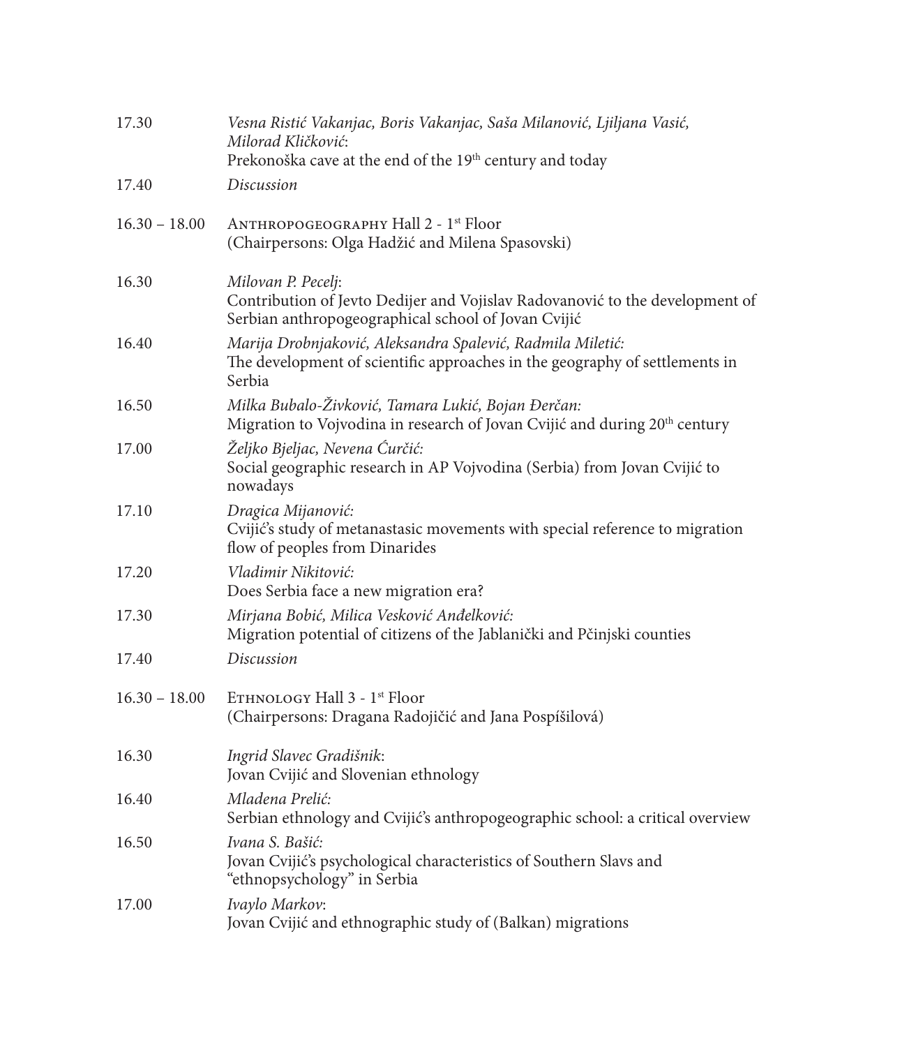17.30 *Vesna Ristić Vakanjac, Boris Vakanjac, Saša Milanović, Ljiljana Vasić, Milorad Kličković*:
Prekonoška cave at the end of the 19th century and today

17.40 *Discussion*

16.30 – 18.00 ANTHROPOGEOGRAPHY Hall 2 - 1st Floor
(Chairpersons: Olga Hadžić and Milena Spasovski)

16.30 *Milovan P. Pecelj*:
Contribution of Jevto Dedijer and Vojislav Radovanović to the development of Serbian anthropogeographical school of Jovan Cvijić

16.40 *Marija Drobnjaković, Aleksandra Spalević, Radmila Miletić:*
The development of scientific approaches in the geography of settlements in Serbia

16.50 *Milka Bubalo-Živković, Tamara Lukić, Bojan Đerčan:*
Migration to Vojvodina in research of Jovan Cvijić and during 20th century

17.00 *Željko Bjeljac, Nevena Ćurčić:*
Social geographic research in AP Vojvodina (Serbia) from Jovan Cvijić to nowadays

17.10 *Dragica Mijanović:*
Cvijić's study of metanastasic movements with special reference to migration flow of peoples from Dinarides

17.20 *Vladimir Nikitović:*
Does Serbia face a new migration era?

17.30 *Mirjana Bobić, Milica Vesković Anđelković:*
Migration potential of citizens of the Jablanički and Pčinjski counties

17.40 *Discussion*

16.30 – 18.00 ETHNOLOGY Hall 3 - 1st Floor
(Chairpersons: Dragana Radojičić and Jana Pospíšilová)

16.30 *Ingrid Slavec Gradišnik*:
Jovan Cvijić and Slovenian ethnology

16.40 *Mladena Prelić:*
Serbian ethnology and Cvijić's anthropogeographic school: a critical overview

16.50 *Ivana S. Bašić:*
Jovan Cvijić's psychological characteristics of Southern Slavs and "ethnopsychology" in Serbia

17.00 *Ivaylo Markov*:
Jovan Cvijić and ethnographic study of (Balkan) migrations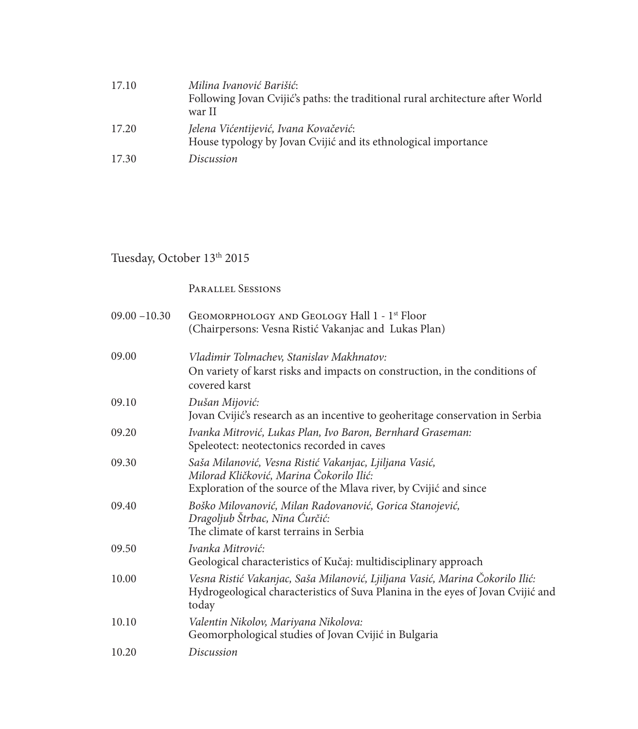| | |
|---|---|
| 17.10 | *Milina Ivanović Barišić*:<br>Following Jovan Cvijić's paths: the traditional rural architecture after World war II |
| 17.20 | *Jelena Vićentijević, Ivana Kovačević*:<br>House typology by Jovan Cvijić and its ethnological importance |
| 17.30 | *Discussion* |

## Tuesday, October 13th 2015

### Parallel Sessions

| | |
|---|---|
| 09.00 –10.30 | Geomorphology and Geology Hall 1 - 1st Floor<br>(Chairpersons: Vesna Ristić Vakanjac and Lukas Plan) |
| 09.00 | *Vladimir Tolmachev, Stanislav Makhnatov:*<br>On variety of karst risks and impacts on construction, in the conditions of covered karst |
| 09.10 | *Dušan Mijović:*<br>Jovan Cvijić's research as an incentive to geoheritage conservation in Serbia |
| 09.20 | *Ivanka Mitrović, Lukas Plan, Ivo Baron, Bernhard Graseman:*<br>Speleotect: neotectonics recorded in caves |
| 09.30 | *Saša Milanović, Vesna Ristić Vakanjac, Ljiljana Vasić, Milorad Kličković, Marina Čokorilo Ilić:*<br>Exploration of the source of the Mlava river, by Cvijić and since |
| 09.40 | *Boško Milovanović, Milan Radovanović, Gorica Stanojević, Dragoljub Štrbac, Nina Ćurčić:*<br>The climate of karst terrains in Serbia |
| 09.50 | *Ivanka Mitrović:*<br>Geological characteristics of Kučaj: multidisciplinary approach |
| 10.00 | *Vesna Ristić Vakanjac, Saša Milanović, Ljiljana Vasić, Marina Čokorilo Ilić:*<br>Hydrogeological characteristics of Suva Planina in the eyes of Jovan Cvijić and today |
| 10.10 | *Valentin Nikolov, Mariyana Nikolova:*<br>Geomorphological studies of Jovan Cvijić in Bulgaria |
| 10.20 | *Discussion* |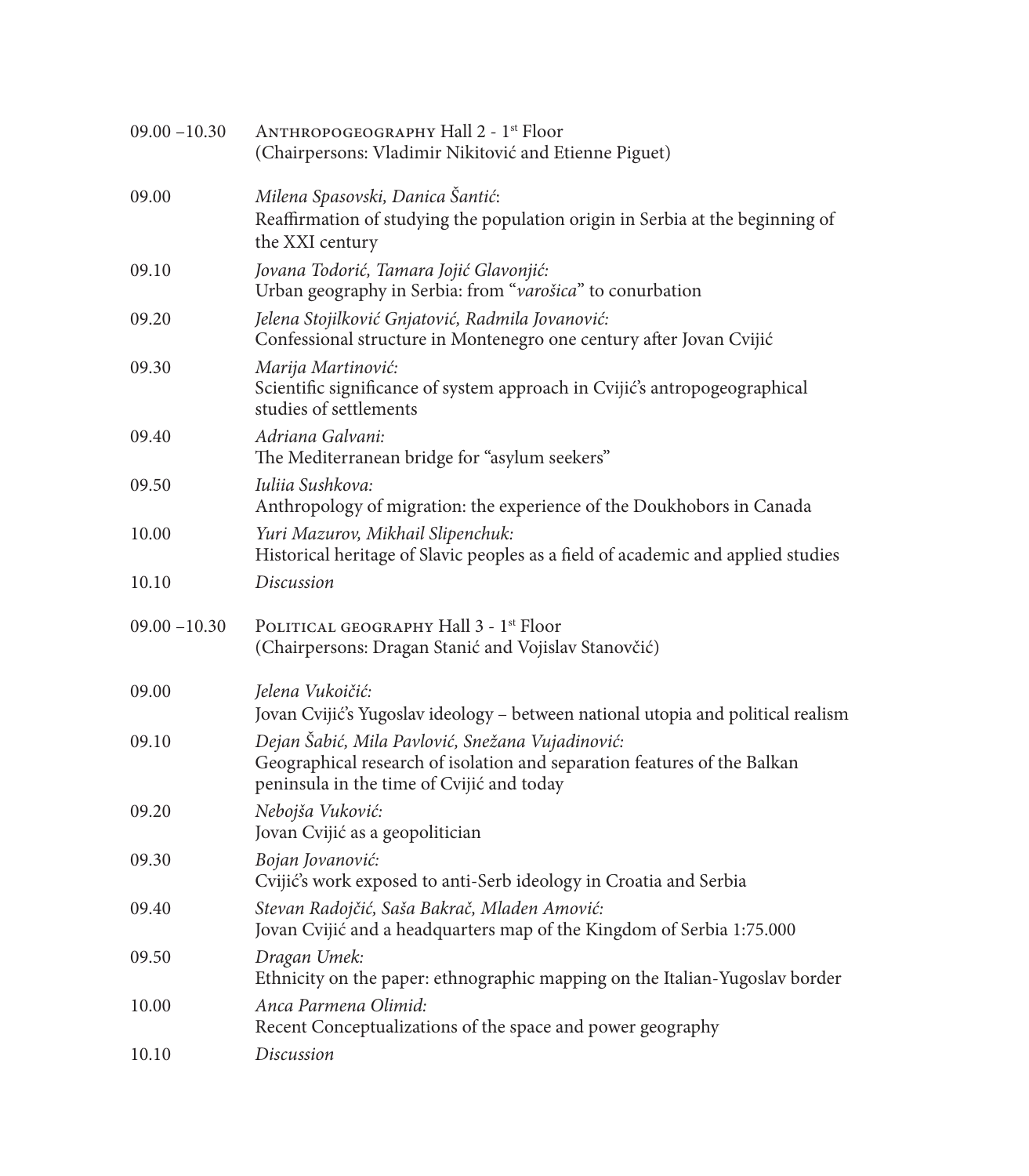09.00 –10.30 ANTHROPOGEOGRAPHY Hall 2 - 1st Floor
(Chairpersons: Vladimir Nikitović and Etienne Piguet)

09.00 *Milena Spasovski, Danica Šantić*:
Reaffirmation of studying the population origin in Serbia at the beginning of the XXI century

09.10 *Jovana Todorić, Tamara Jojić Glavonjić:*
Urban geography in Serbia: from "*varošica*" to conurbation

09.20 *Jelena Stojilković Gnjatović, Radmila Jovanović:*
Confessional structure in Montenegro one century after Jovan Cvijić

09.30 *Marija Martinović:*
Scientific significance of system approach in Cvijić's antropogeographical studies of settlements

09.40 *Adriana Galvani:*
The Mediterranean bridge for "asylum seekers"

09.50 *Iuliia Sushkova:*
Anthropology of migration: the experience of the Doukhobors in Canada

10.00 *Yuri Mazurov, Mikhail Slipenchuk:*
Historical heritage of Slavic peoples as a field of academic and applied studies

10.10 *Discussion*

09.00 –10.30 POLITICAL GEOGRAPHY Hall 3 - 1st Floor
(Chairpersons: Dragan Stanić and Vojislav Stanovčić)

09.00 *Jelena Vukoičić:*
Jovan Cvijić's Yugoslav ideology – between national utopia and political realism

09.10 *Dejan Šabić, Mila Pavlović, Snežana Vujadinović:*
Geographical research of isolation and separation features of the Balkan peninsula in the time of Cvijić and today

09.20 *Nebojša Vuković:*
Jovan Cvijić as a geopolitician

09.30 *Bojan Jovanović:*
Cvijić's work exposed to anti-Serb ideology in Croatia and Serbia

09.40 *Stevan Radojčić, Saša Bakrač, Mladen Amović:*
Jovan Cvijić and a headquarters map of the Kingdom of Serbia 1:75.000

09.50 *Dragan Umek:*
Ethnicity on the paper: ethnographic mapping on the Italian-Yugoslav border

10.00 *Anca Parmena Olimid:*
Recent Conceptualizations of the space and power geography

10.10 *Discussion*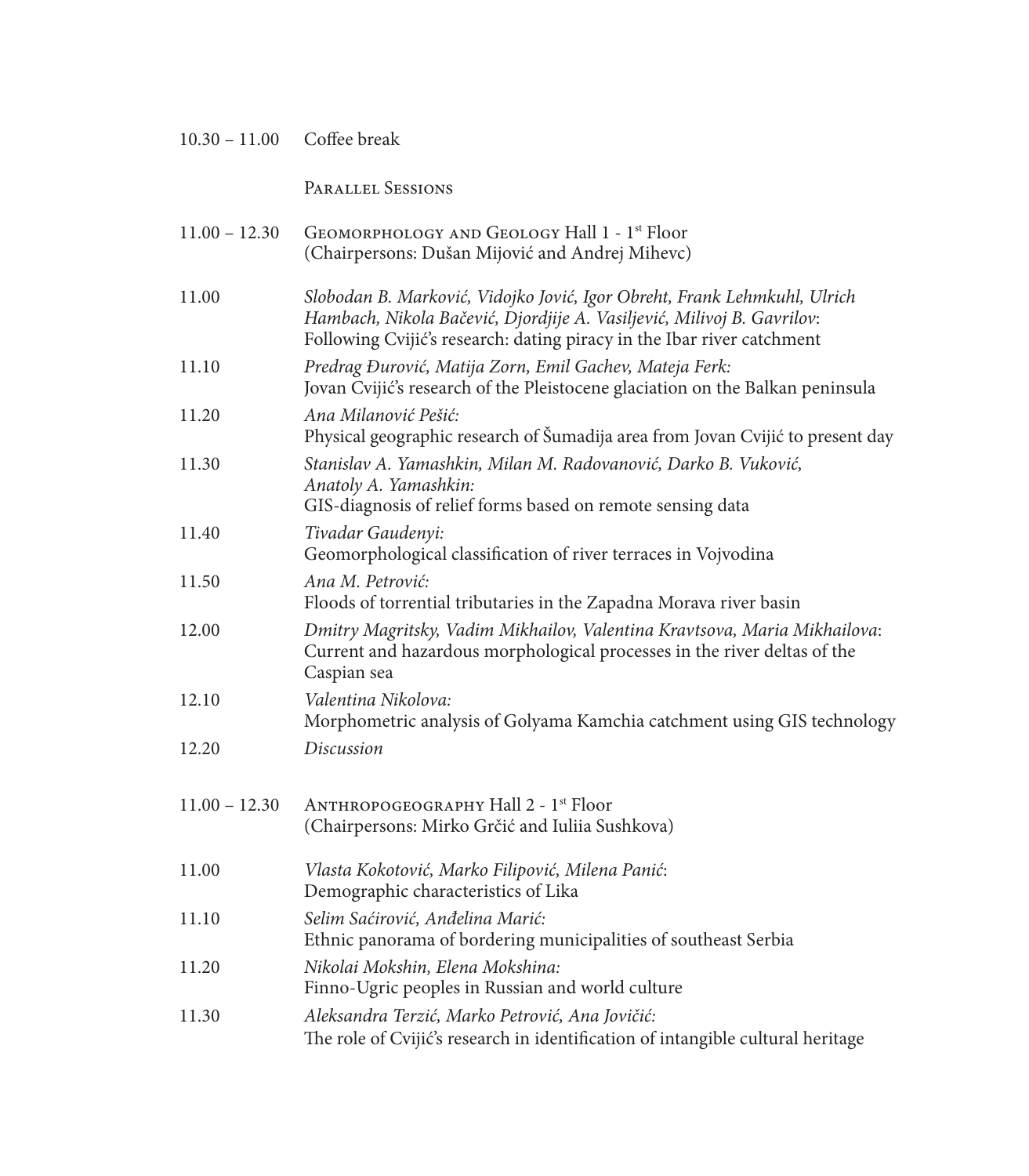10.30 – 11.00 Coffee break

PARALLEL SESSIONS

11.00 – 12.30 GEOMORPHOLOGY AND GEOLOGY Hall 1 - 1st Floor
(Chairpersons: Dušan Mijović and Andrej Mihevc)

11.00 *Slobodan B. Marković, Vidojko Jović, Igor Obreht, Frank Lehmkuhl, Ulrich Hambach, Nikola Bačević, Djordjije A. Vasiljević, Milivoj B. Gavrilov*:
Following Cvijić's research: dating piracy in the Ibar river catchment

11.10 *Predrag Đurović, Matija Zorn, Emil Gachev, Mateja Ferk:*
Jovan Cvijić's research of the Pleistocene glaciation on the Balkan peninsula

11.20 *Ana Milanović Pešić:*
Physical geographic research of Šumadija area from Jovan Cvijić to present day

11.30 *Stanislav A. Yamashkin, Milan M. Radovanović, Darko B. Vuković, Anatoly A. Yamashkin:*
GIS-diagnosis of relief forms based on remote sensing data

11.40 *Tivadar Gaudenyi:*
Geomorphological classification of river terraces in Vojvodina

11.50 *Ana M. Petrović:*
Floods of torrential tributaries in the Zapadna Morava river basin

12.00 *Dmitry Magritsky, Vadim Mikhailov, Valentina Kravtsova, Maria Mikhailova*:
Current and hazardous morphological processes in the river deltas of the Caspian sea

12.10 *Valentina Nikolova:*
Morphometric analysis of Golyama Kamchia catchment using GIS technology

12.20 *Discussion*

11.00 – 12.30 ANTHROPOGEOGRAPHY Hall 2 - 1st Floor
(Chairpersons: Mirko Grčić and Iuliia Sushkova)

11.00 *Vlasta Kokotović, Marko Filipović, Milena Panić*:
Demographic characteristics of Lika

11.10 *Selim Saćirović, Anđelina Marić:*
Ethnic panorama of bordering municipalities of southeast Serbia

11.20 *Nikolai Mokshin, Elena Mokshina:*
Finno-Ugric peoples in Russian and world culture

11.30 *Aleksandra Terzić, Marko Petrović, Ana Jovičić:*
The role of Cvijić's research in identification of intangible cultural heritage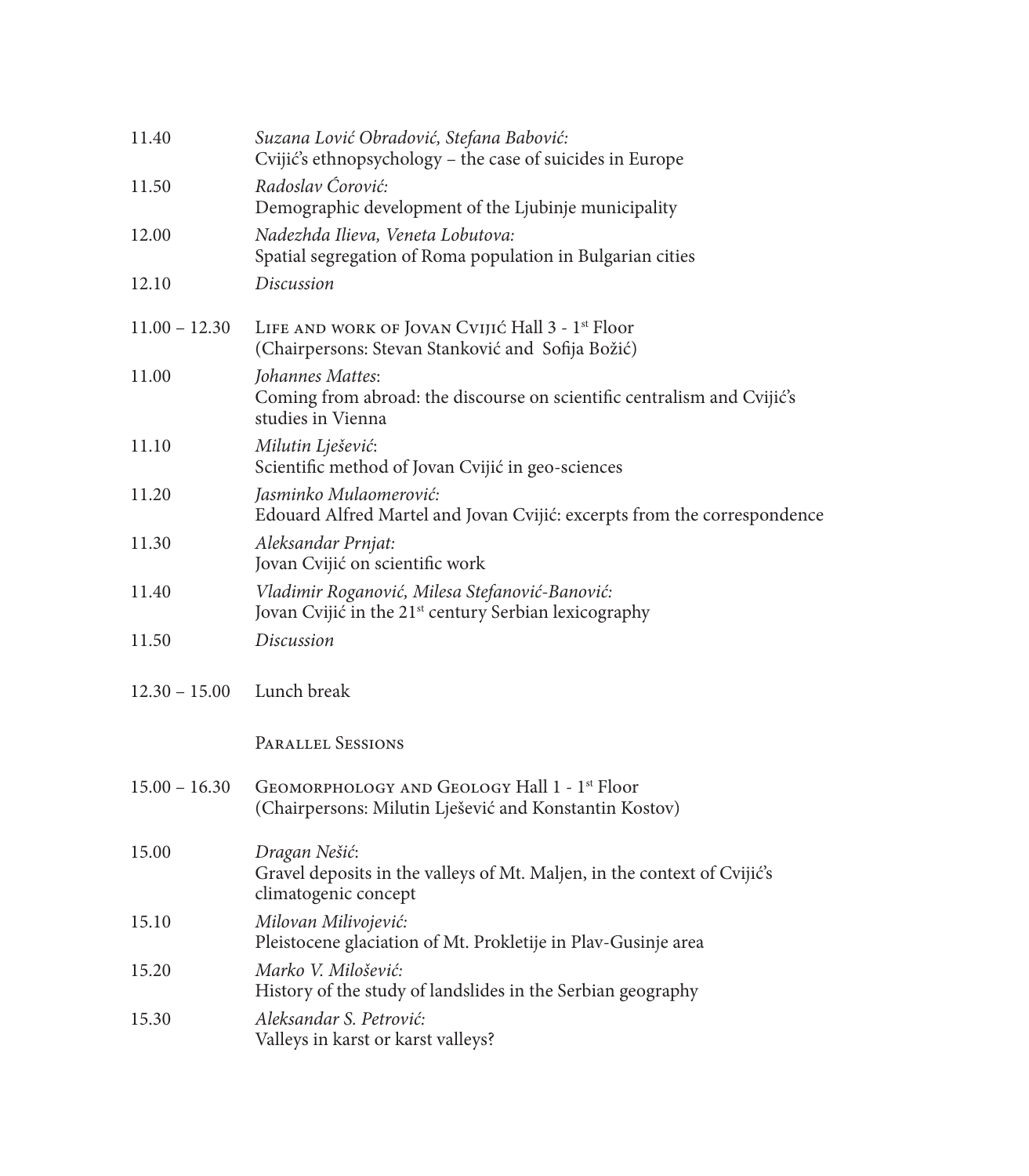| | |
|---|---|
| 11.40 | *Suzana Lović Obradović, Stefana Babović:*<br>Cvijić's ethnopsychology – the case of suicides in Europe |
| 11.50 | *Radoslav Ćorović:*<br>Demographic development of the Ljubinje municipality |
| 12.00 | *Nadezhda Ilieva, Veneta Lobutova:*<br>Spatial segregation of Roma population in Bulgarian cities |
| 12.10 | *Discussion* |
| 11.00 – 12.30 | Life and work of Jovan Cvijić Hall 3 - 1st Floor<br>(Chairpersons: Stevan Stanković and Sofija Božić) |
| 11.00 | *Johannes Mattes*:<br>Coming from abroad: the discourse on scientific centralism and Cvijić's studies in Vienna |
| 11.10 | *Milutin Lješević*:<br>Scientific method of Jovan Cvijić in geo-sciences |
| 11.20 | *Jasminko Mulaomerović:*<br>Edouard Alfred Martel and Jovan Cvijić: excerpts from the correspondence |
| 11.30 | *Aleksandar Prnjat:*<br>Jovan Cvijić on scientific work |
| 11.40 | *Vladimir Roganović, Milesa Stefanović-Banović:*<br>Jovan Cvijić in the 21st century Serbian lexicography |
| 11.50 | *Discussion* |
| 12.30 – 15.00 | Lunch break |
| | Parallel Sessions |
| 15.00 – 16.30 | Geomorphology and Geology Hall 1 - 1st Floor<br>(Chairpersons: Milutin Lješević and Konstantin Kostov) |
| 15.00 | *Dragan Nešić*:<br>Gravel deposits in the valleys of Mt. Maljen, in the context of Cvijić's climatogenic concept |
| 15.10 | *Milovan Milivojević:*<br>Pleistocene glaciation of Mt. Prokletije in Plav-Gusinje area |
| 15.20 | *Marko V. Milošević:*<br>History of the study of landslides in the Serbian geography |
| 15.30 | *Aleksandar S. Petrović:*<br>Valleys in karst or karst valleys? |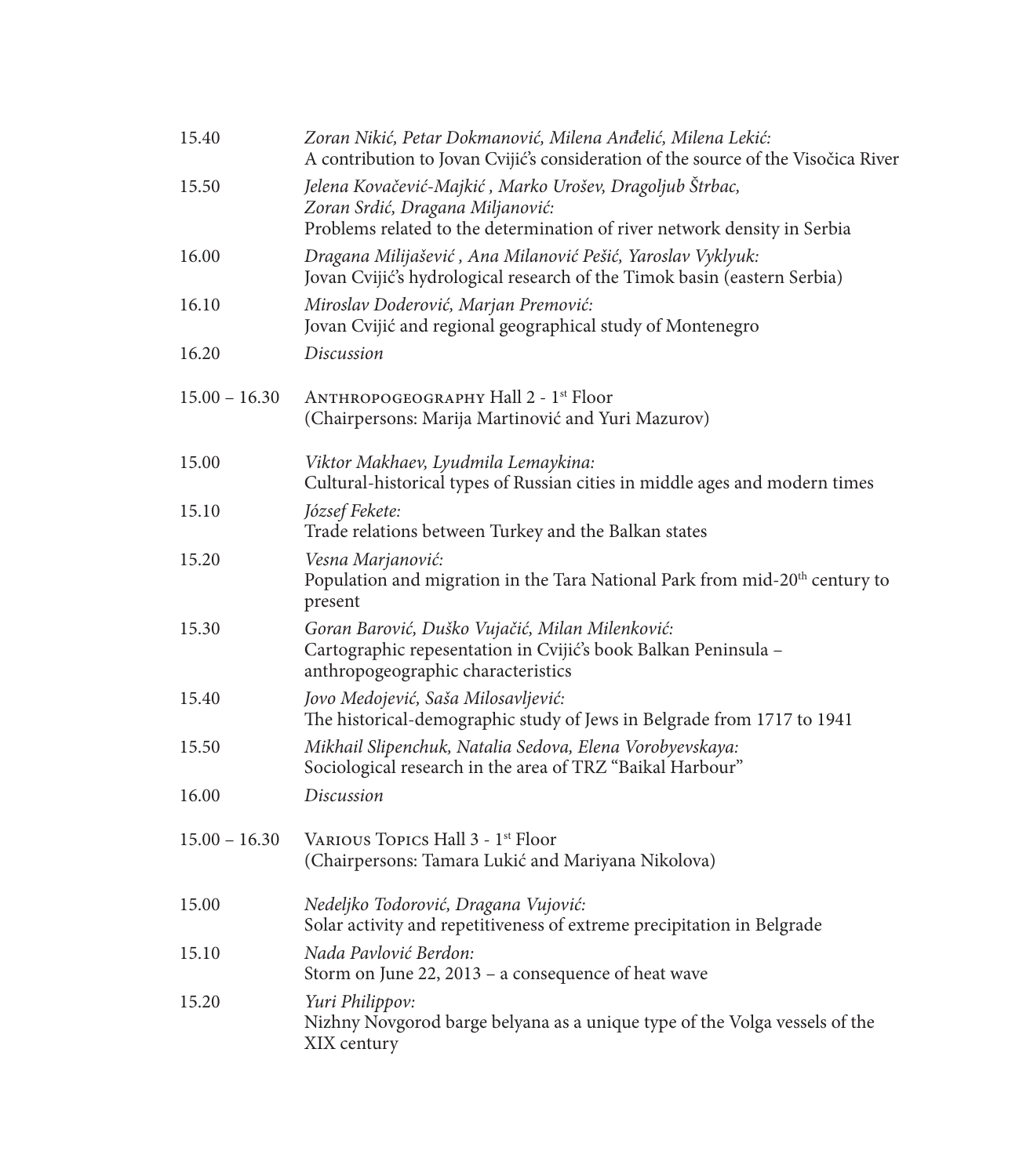15.40 *Zoran Nikić, Petar Dokmanović, Milena Anđelić, Milena Lekić:*
A contribution to Jovan Cvijić's consideration of the source of the Visočica River

15.50 *Jelena Kovačević-Majkić , Marko Urošev, Dragoljub Štrbac, Zoran Srdić, Dragana Miljanović:*
Problems related to the determination of river network density in Serbia

16.00 *Dragana Milijašević , Ana Milanović Pešić, Yaroslav Vyklyuk:*
Jovan Cvijić's hydrological research of the Timok basin (eastern Serbia)

16.10 *Miroslav Doderović, Marjan Premović:*
Jovan Cvijić and regional geographical study of Montenegro

16.20 *Discussion*

15.00 – 16.30 Anthropogeography Hall 2 - 1st Floor
(Chairpersons: Marija Martinović and Yuri Mazurov)

15.00 *Viktor Makhaev, Lyudmila Lemaykina:*
Cultural-historical types of Russian cities in middle ages and modern times

15.10 *József Fekete:*
Trade relations between Turkey and the Balkan states

15.20 *Vesna Marjanović:*
Population and migration in the Tara National Park from mid-20th century to present

15.30 *Goran Barović, Duško Vujačić, Milan Milenković:*
Cartographic repesentation in Cvijić's book Balkan Peninsula – anthropogeographic characteristics

15.40 *Jovo Medojević, Saša Milosavljević:*
The historical-demographic study of Jews in Belgrade from 1717 to 1941

15.50 *Mikhail Slipenchuk, Natalia Sedova, Elena Vorobyevskaya:*
Sociological research in the area of TRZ "Baikal Harbour"

16.00 *Discussion*

15.00 – 16.30 Various Topics Hall 3 - 1st Floor
(Chairpersons: Tamara Lukić and Mariyana Nikolova)

15.00 *Nedeljko Todorović, Dragana Vujović:*
Solar activity and repetitiveness of extreme precipitation in Belgrade

15.10 *Nada Pavlović Berdon:*
Storm on June 22, 2013 – a consequence of heat wave

15.20 *Yuri Philippov:*
Nizhny Novgorod barge belyana as a unique type of the Volga vessels of the XIX century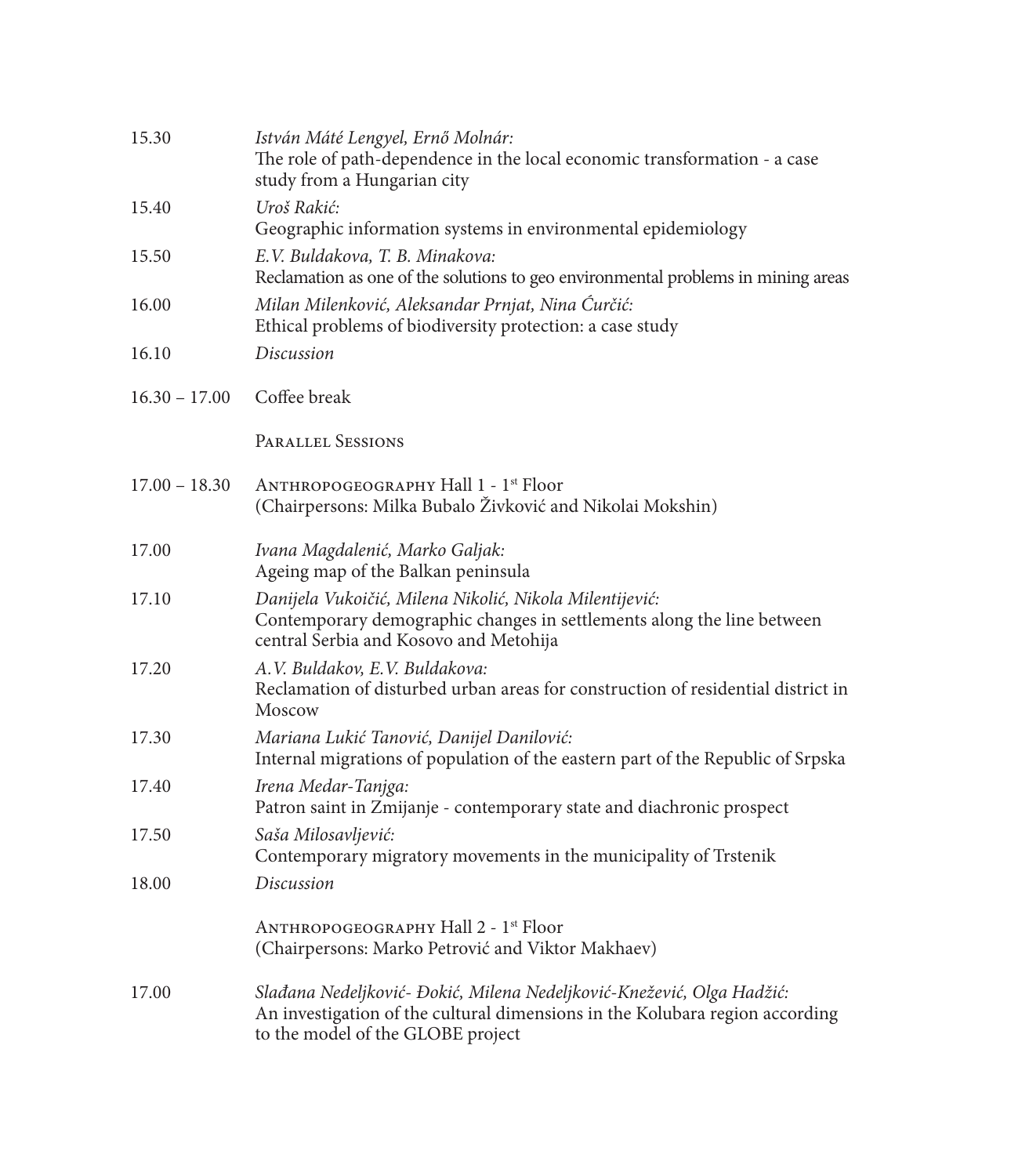15.30 *István Máté Lengyel, Ernő Molnár:*
The role of path-dependence in the local economic transformation - a case study from a Hungarian city

15.40 *Uroš Rakić:*
Geographic information systems in environmental epidemiology

15.50 *E.V. Buldakova, T. B. Minakova:*
Reclamation as one of the solutions to geo environmental problems in mining areas

16.00 *Milan Milenković, Aleksandar Prnjat, Nina Ćurčić:*
Ethical problems of biodiversity protection: a case study

16.10 *Discussion*

16.30 – 17.00 Coffee break

PARALLEL SESSIONS

17.00 – 18.30 ANTHROPOGEOGRAPHY Hall 1 - 1st Floor
(Chairpersons: Milka Bubalo Živković and Nikolai Mokshin)

17.00 *Ivana Magdalenić, Marko Galjak:*
Ageing map of the Balkan peninsula

17.10 *Danijela Vukoičić, Milena Nikolić, Nikola Milentijević:*
Contemporary demographic changes in settlements along the line between central Serbia and Kosovo and Metohija

17.20 *A.V. Buldakov, E.V. Buldakova:*
Reclamation of disturbed urban areas for construction of residential district in Moscow

17.30 *Mariana Lukić Tanović, Danijel Danilović:*
Internal migrations of population of the eastern part of the Republic of Srpska

17.40 *Irena Medar-Tanjga:*
Patron saint in Zmijanje - contemporary state and diachronic prospect

17.50 *Saša Milosavljević:*
Contemporary migratory movements in the municipality of Trstenik

18.00 *Discussion*

ANTHROPOGEOGRAPHY Hall 2 - 1st Floor
(Chairpersons: Marko Petrović and Viktor Makhaev)

17.00 *Slađana Nedeljković- Đokić, Milena Nedeljković-Knežević, Olga Hadžić:*
An investigation of the cultural dimensions in the Kolubara region according to the model of the GLOBE project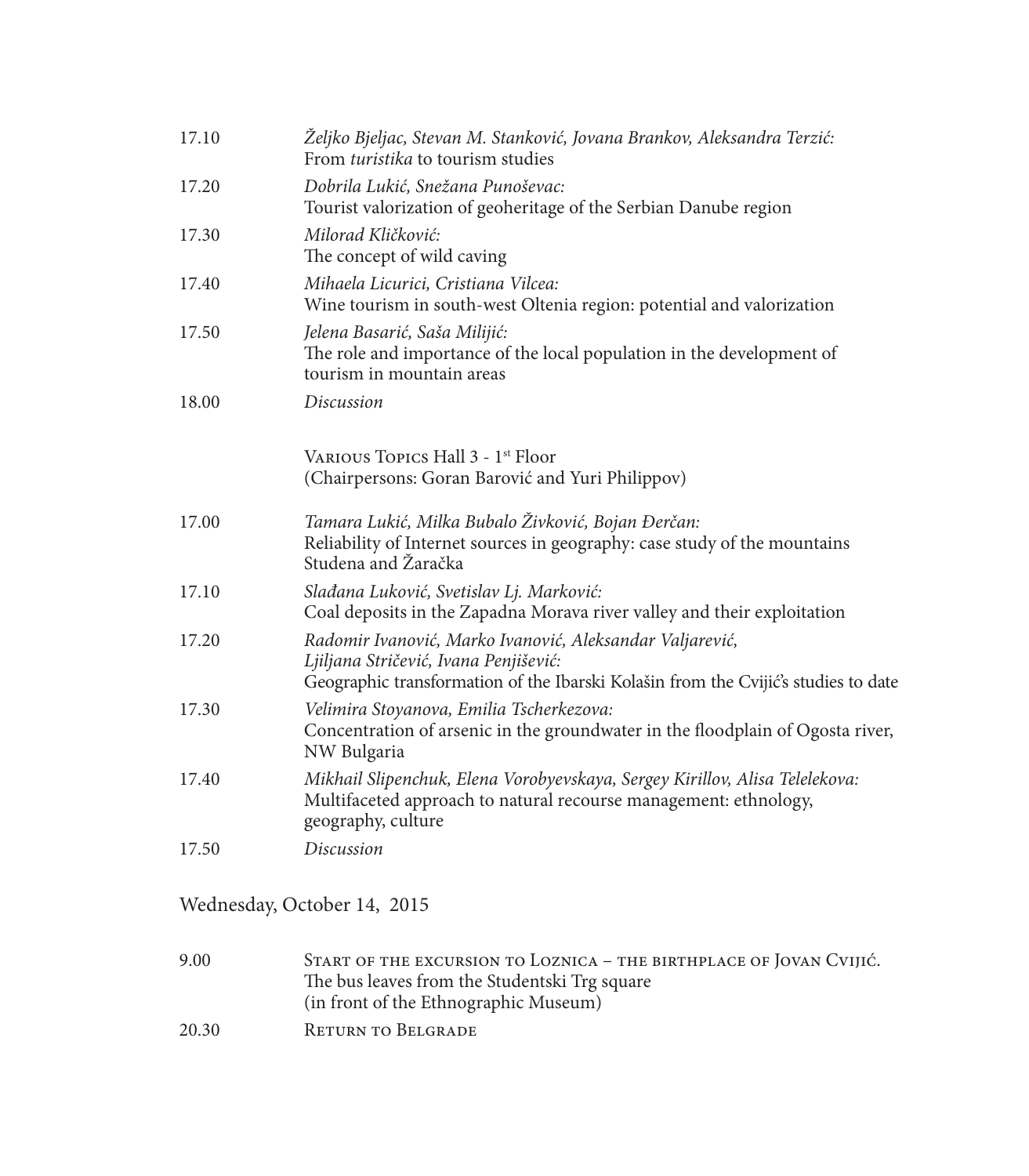| | |
|---|---|
| 17.10 | *Željko Bjeljac, Stevan M. Stanković, Jovana Brankov, Aleksandra Terzić:* From *turistika* to tourism studies |
| 17.20 | *Dobrila Lukić, Snežana Punoševac:* Tourist valorization of geoheritage of the Serbian Danube region |
| 17.30 | *Milorad Kličković:* The concept of wild caving |
| 17.40 | *Mihaela Licurici, Cristiana Vilcea:* Wine tourism in south-west Oltenia region: potential and valorization |
| 17.50 | *Jelena Basarić, Saša Milijić:* The role and importance of the local population in the development of tourism in mountain areas |
| 18.00 | *Discussion* |

Various Topics Hall 3 - 1st Floor
(Chairpersons: Goran Barović and Yuri Philippov)

| | |
|---|---|
| 17.00 | *Tamara Lukić, Milka Bubalo Živković, Bojan Đerčan:* Reliability of Internet sources in geography: case study of the mountains Studena and Žaračka |
| 17.10 | *Slađana Luković, Svetislav Lj. Marković:* Coal deposits in the Zapadna Morava river valley and their exploitation |
| 17.20 | *Radomir Ivanović, Marko Ivanović, Aleksandar Valjarević, Ljiljana Stričević, Ivana Penjišević:* Geographic transformation of the Ibarski Kolašin from the Cvijić's studies to date |
| 17.30 | *Velimira Stoyanova, Emilia Tscherkezova:* Concentration of arsenic in the groundwater in the floodplain of Ogosta river, NW Bulgaria |
| 17.40 | *Mikhail Slipenchuk, Elena Vorobyevskaya, Sergey Kirillov, Alisa Telelekova:* Multifaceted approach to natural recourse management: ethnology, geography, culture |
| 17.50 | *Discussion* |

Wednesday, October 14, 2015

| | |
|---|---|
| 9.00 | Start of the excursion to Loznica – the birthplace of Jovan Cvijić. The bus leaves from the Studentski Trg square (in front of the Ethnographic Museum) |
| 20.30 | Return to Belgrade |